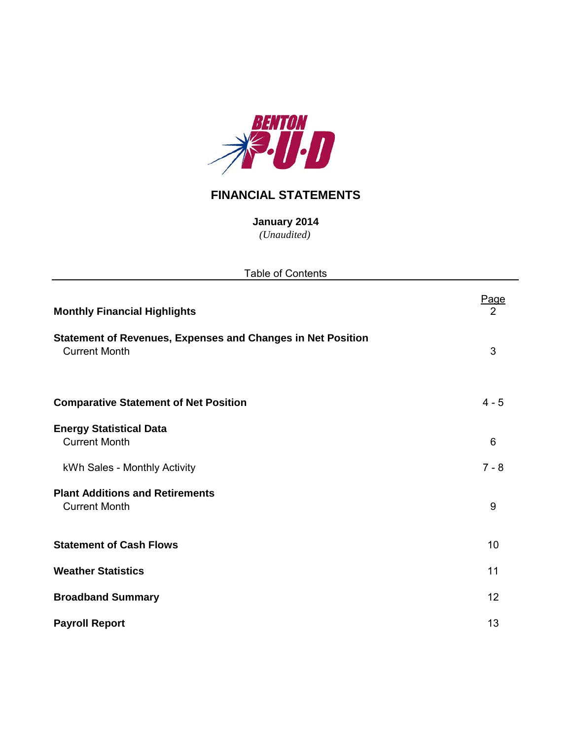BENTON P·U·D

# FINANCIAL STATEMENTS

**January 2014**

*(Unaudited)*

Table of Contents

| | Page |
|---|---|
| **Monthly Financial Highlights** | 2 |
| **Statement of Revenues, Expenses and Changes in Net Position** | |
| Current Month | 3 |
| **Comparative Statement of Net Position** | 4 - 5 |
| **Energy Statistical Data** | |
| Current Month | 6 |
| kWh Sales - Monthly Activity | 7 - 8 |
| **Plant Additions and Retirements** | |
| Current Month | 9 |
| **Statement of Cash Flows** | 10 |
| **Weather Statistics** | 11 |
| **Broadband Summary** | 12 |
| **Payroll Report** | 13 |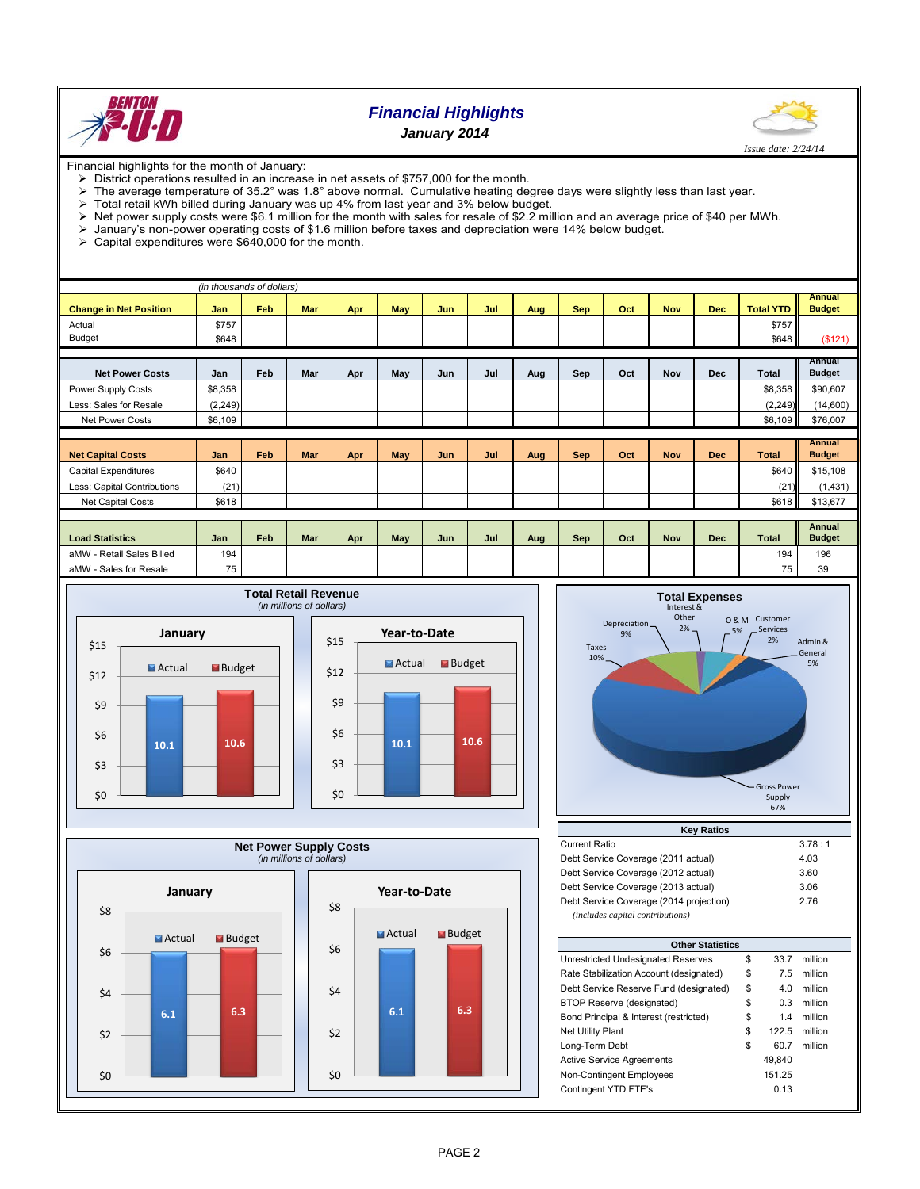# Financial Highlights

## January 2014

*Issue date: 2/24/14*

Financial highlights for the month of January:

- District operations resulted in an increase in net assets of $757,000 for the month.
- The average temperature of 35.2° was 1.8° above normal. Cumulative heating degree days were slightly less than last year.
- Total retail kWh billed during January was up 4% from last year and 3% below budget.
- Net power supply costs were $6.1 million for the month with sales for resale of $2.2 million and an average price of $40 per MWh.
- January's non-power operating costs of $1.6 million before taxes and depreciation were 14% below budget.
- Capital expenditures were $640,000 for the month.

*(in thousands of dollars)*

| Change in Net Position | Jan | Feb | Mar | Apr | May | Jun | Jul | Aug | Sep | Oct | Nov | Dec | Total YTD | Annual Budget |
|---|---|---|---|---|---|---|---|---|---|---|---|---|---|---|
| Actual | $757 | | | | | | | | | | | | $757 | |
| Budget | $648 | | | | | | | | | | | | $648 | ($121) |

| Net Power Costs | Jan | Feb | Mar | Apr | May | Jun | Jul | Aug | Sep | Oct | Nov | Dec | Total | Annual Budget |
|---|---|---|---|---|---|---|---|---|---|---|---|---|---|---|
| Power Supply Costs | $8,358 | | | | | | | | | | | | $8,358 | $90,607 |
| Less: Sales for Resale | (2,249) | | | | | | | | | | | | (2,249) | (14,600) |
| Net Power Costs | $6,109 | | | | | | | | | | | | $6,109 | $76,007 |

| Net Capital Costs | Jan | Feb | Mar | Apr | May | Jun | Jul | Aug | Sep | Oct | Nov | Dec | Total | Annual Budget |
|---|---|---|---|---|---|---|---|---|---|---|---|---|---|---|
| Capital Expenditures | $640 | | | | | | | | | | | | $640 | $15,108 |
| Less: Capital Contributions | (21) | | | | | | | | | | | | (21) | (1,431) |
| Net Capital Costs | $618 | | | | | | | | | | | | $618 | $13,677 |

| Load Statistics | Jan | Feb | Mar | Apr | May | Jun | Jul | Aug | Sep | Oct | Nov | Dec | Total | Annual Budget |
|---|---|---|---|---|---|---|---|---|---|---|---|---|---|---|
| aMW - Retail Sales Billed | 194 | | | | | | | | | | | | 194 | 196 |
| aMW - Sales for Resale | 75 | | | | | | | | | | | | 75 | 39 |

**Total Retail Revenue** *(in millions of dollars)*

| | Actual | Budget |
|---|---|---|
| January | 10.1 | 10.6 |
| Year-to-Date | 10.1 | 10.6 |

**Total Expenses**

| Category | Percent |
|---|---|
| Gross Power Supply | 67% |
| Taxes | 10% |
| Depreciation | 9% |
| Interest & Other | 2% |
| O & M | 5% |
| Customer Services | 2% |
| Admin & General | 5% |

**Net Power Supply Costs** *(in millions of dollars)*

| | Actual | Budget |
|---|---|---|
| January | 6.1 | 6.3 |
| Year-to-Date | 6.1 | 6.3 |

| Key Ratios | |
|---|---|
| Current Ratio | 3.78 : 1 |
| Debt Service Coverage (2011 actual) | 4.03 |
| Debt Service Coverage (2012 actual) | 3.60 |
| Debt Service Coverage (2013 actual) | 3.06 |
| Debt Service Coverage (2014 projection) | 2.76 |

*(includes capital contributions)*

| Other Statistics | | | |
|---|---|---|---|
| Unrestricted Undesignated Reserves | $ | 33.7 | million |
| Rate Stabilization Account (designated) | $ | 7.5 | million |
| Debt Service Reserve Fund (designated) | $ | 4.0 | million |
| BTOP Reserve (designated) | $ | 0.3 | million |
| Bond Principal & Interest (restricted) | $ | 1.4 | million |
| Net Utility Plant | $ | 122.5 | million |
| Long-Term Debt | $ | 60.7 | million |
| Active Service Agreements | | 49,840 | |
| Non-Contingent Employees | | 151.25 | |
| Contingent YTD FTE's | | 0.13 | |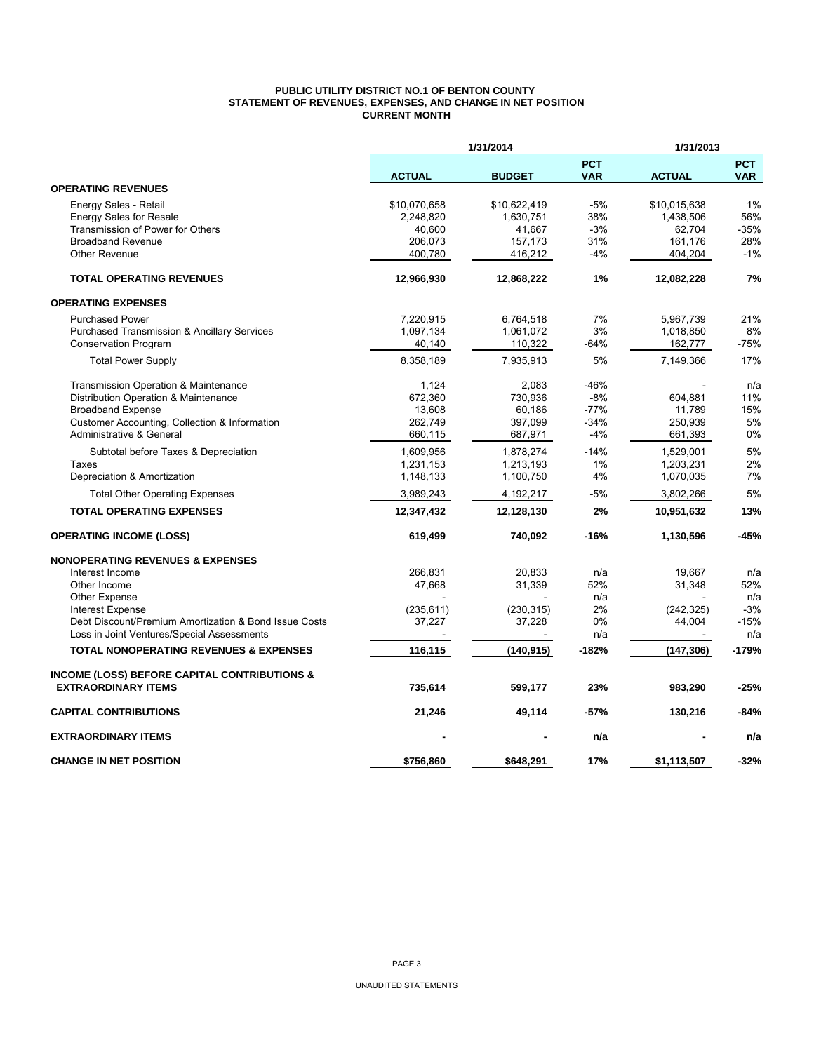# PUBLIC UTILITY DISTRICT NO.1 OF BENTON COUNTY
## STATEMENT OF REVENUES, EXPENSES, AND CHANGE IN NET POSITION
### CURRENT MONTH

| | 1/31/2014 | | | 1/31/2013 | |
|---|---|---|---|---|---|
| | **ACTUAL** | **BUDGET** | **PCT VAR** | **ACTUAL** | **PCT VAR** |
| **OPERATING REVENUES** | | | | | |
| Energy Sales - Retail | $10,070,658 | $10,622,419 | -5% | $10,015,638 | 1% |
| Energy Sales for Resale | 2,248,820 | 1,630,751 | 38% | 1,438,506 | 56% |
| Transmission of Power for Others | 40,600 | 41,667 | -3% | 62,704 | -35% |
| Broadband Revenue | 206,073 | 157,173 | 31% | 161,176 | 28% |
| Other Revenue | 400,780 | 416,212 | -4% | 404,204 | -1% |
| **TOTAL OPERATING REVENUES** | **12,966,930** | **12,868,222** | **1%** | **12,082,228** | **7%** |
| **OPERATING EXPENSES** | | | | | |
| Purchased Power | 7,220,915 | 6,764,518 | 7% | 5,967,739 | 21% |
| Purchased Transmission & Ancillary Services | 1,097,134 | 1,061,072 | 3% | 1,018,850 | 8% |
| Conservation Program | 40,140 | 110,322 | -64% | 162,777 | -75% |
| Total Power Supply | 8,358,189 | 7,935,913 | 5% | 7,149,366 | 17% |
| Transmission Operation & Maintenance | 1,124 | 2,083 | -46% | - | n/a |
| Distribution Operation & Maintenance | 672,360 | 730,936 | -8% | 604,881 | 11% |
| Broadband Expense | 13,608 | 60,186 | -77% | 11,789 | 15% |
| Customer Accounting, Collection & Information | 262,749 | 397,099 | -34% | 250,939 | 5% |
| Administrative & General | 660,115 | 687,971 | -4% | 661,393 | 0% |
| Subtotal before Taxes & Depreciation | 1,609,956 | 1,878,274 | -14% | 1,529,001 | 5% |
| Taxes | 1,231,153 | 1,213,193 | 1% | 1,203,231 | 2% |
| Depreciation & Amortization | 1,148,133 | 1,100,750 | 4% | 1,070,035 | 7% |
| Total Other Operating Expenses | 3,989,243 | 4,192,217 | -5% | 3,802,266 | 5% |
| **TOTAL OPERATING EXPENSES** | **12,347,432** | **12,128,130** | **2%** | **10,951,632** | **13%** |
| **OPERATING INCOME (LOSS)** | **619,499** | **740,092** | **-16%** | **1,130,596** | **-45%** |
| **NONOPERATING REVENUES & EXPENSES** | | | | | |
| Interest Income | 266,831 | 20,833 | n/a | 19,667 | n/a |
| Other Income | 47,668 | 31,339 | 52% | 31,348 | 52% |
| Other Expense | - | - | n/a | - | n/a |
| Interest Expense | (235,611) | (230,315) | 2% | (242,325) | -3% |
| Debt Discount/Premium Amortization & Bond Issue Costs | 37,227 | 37,228 | 0% | 44,004 | -15% |
| Loss in Joint Ventures/Special Assessments | - | - | n/a | - | n/a |
| **TOTAL NONOPERATING REVENUES & EXPENSES** | **116,115** | **(140,915)** | **-182%** | **(147,306)** | **-179%** |
| **INCOME (LOSS) BEFORE CAPITAL CONTRIBUTIONS & EXTRAORDINARY ITEMS** | **735,614** | **599,177** | **23%** | **983,290** | **-25%** |
| **CAPITAL CONTRIBUTIONS** | **21,246** | **49,114** | **-57%** | **130,216** | **-84%** |
| **EXTRAORDINARY ITEMS** | **-** | **-** | **n/a** | **-** | **n/a** |
| **CHANGE IN NET POSITION** | **$756,860** | **$648,291** | **17%** | **$1,113,507** | **-32%** |

UNAUDITED STATEMENTS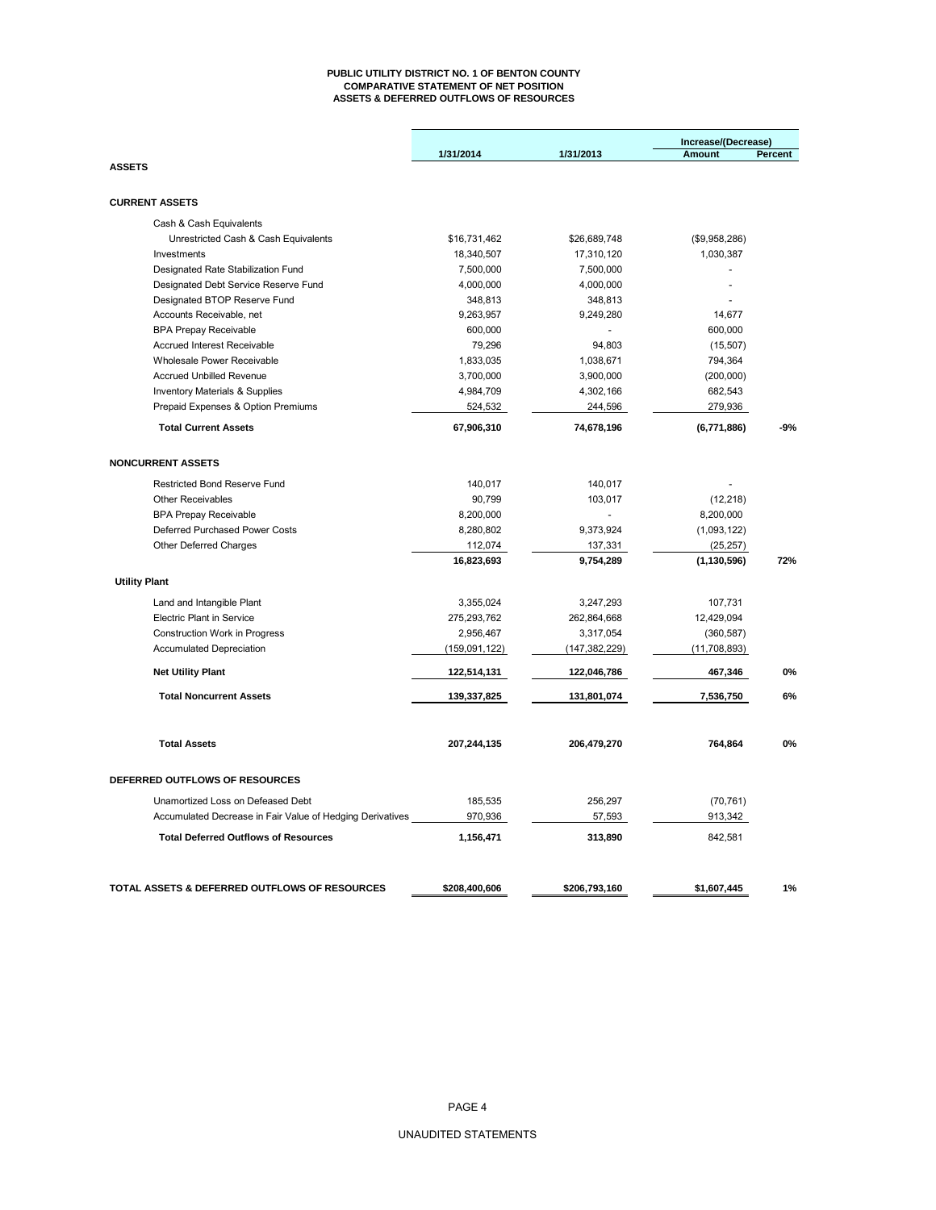**PUBLIC UTILITY DISTRICT NO. 1 OF BENTON COUNTY**
**COMPARATIVE STATEMENT OF NET POSITION**
**ASSETS & DEFERRED OUTFLOWS OF RESOURCES**

| | 1/31/2014 | 1/31/2013 | Increase/(Decrease) Amount | Percent |
|---|---|---|---|---|
| **ASSETS** | | | | |
| **CURRENT ASSETS** | | | | |
| Cash & Cash Equivalents | | | | |
| Unrestricted Cash & Cash Equivalents | $16,731,462 | $26,689,748 | ($9,958,286) | |
| Investments | 18,340,507 | 17,310,120 | 1,030,387 | |
| Designated Rate Stabilization Fund | 7,500,000 | 7,500,000 | - | |
| Designated Debt Service Reserve Fund | 4,000,000 | 4,000,000 | - | |
| Designated BTOP Reserve Fund | 348,813 | 348,813 | - | |
| Accounts Receivable, net | 9,263,957 | 9,249,280 | 14,677 | |
| BPA Prepay Receivable | 600,000 | - | 600,000 | |
| Accrued Interest Receivable | 79,296 | 94,803 | (15,507) | |
| Wholesale Power Receivable | 1,833,035 | 1,038,671 | 794,364 | |
| Accrued Unbilled Revenue | 3,700,000 | 3,900,000 | (200,000) | |
| Inventory Materials & Supplies | 4,984,709 | 4,302,166 | 682,543 | |
| Prepaid Expenses & Option Premiums | 524,532 | 244,596 | 279,936 | |
| **Total Current Assets** | **67,906,310** | **74,678,196** | **(6,771,886)** | **-9%** |
| **NONCURRENT ASSETS** | | | | |
| Restricted Bond Reserve Fund | 140,017 | 140,017 | - | |
| Other Receivables | 90,799 | 103,017 | (12,218) | |
| BPA Prepay Receivable | 8,200,000 | - | 8,200,000 | |
| Deferred Purchased Power Costs | 8,280,802 | 9,373,924 | (1,093,122) | |
| Other Deferred Charges | 112,074 | 137,331 | (25,257) | |
| | **16,823,693** | **9,754,289** | **(1,130,596)** | **72%** |
| **Utility Plant** | | | | |
| Land and Intangible Plant | 3,355,024 | 3,247,293 | 107,731 | |
| Electric Plant in Service | 275,293,762 | 262,864,668 | 12,429,094 | |
| Construction Work in Progress | 2,956,467 | 3,317,054 | (360,587) | |
| Accumulated Depreciation | (159,091,122) | (147,382,229) | (11,708,893) | |
| **Net Utility Plant** | **122,514,131** | **122,046,786** | **467,346** | **0%** |
| **Total Noncurrent Assets** | **139,337,825** | **131,801,074** | **7,536,750** | **6%** |
| **Total Assets** | **207,244,135** | **206,479,270** | **764,864** | **0%** |
| **DEFERRED OUTFLOWS OF RESOURCES** | | | | |
| Unamortized Loss on Defeased Debt | 185,535 | 256,297 | (70,761) | |
| Accumulated Decrease in Fair Value of Hedging Derivatives | 970,936 | 57,593 | 913,342 | |
| **Total Deferred Outflows of Resources** | **1,156,471** | **313,890** | 842,581 | |
| **TOTAL ASSETS & DEFERRED OUTFLOWS OF RESOURCES** | **$208,400,606** | **$206,793,160** | **$1,607,445** | **1%** |

UNAUDITED STATEMENTS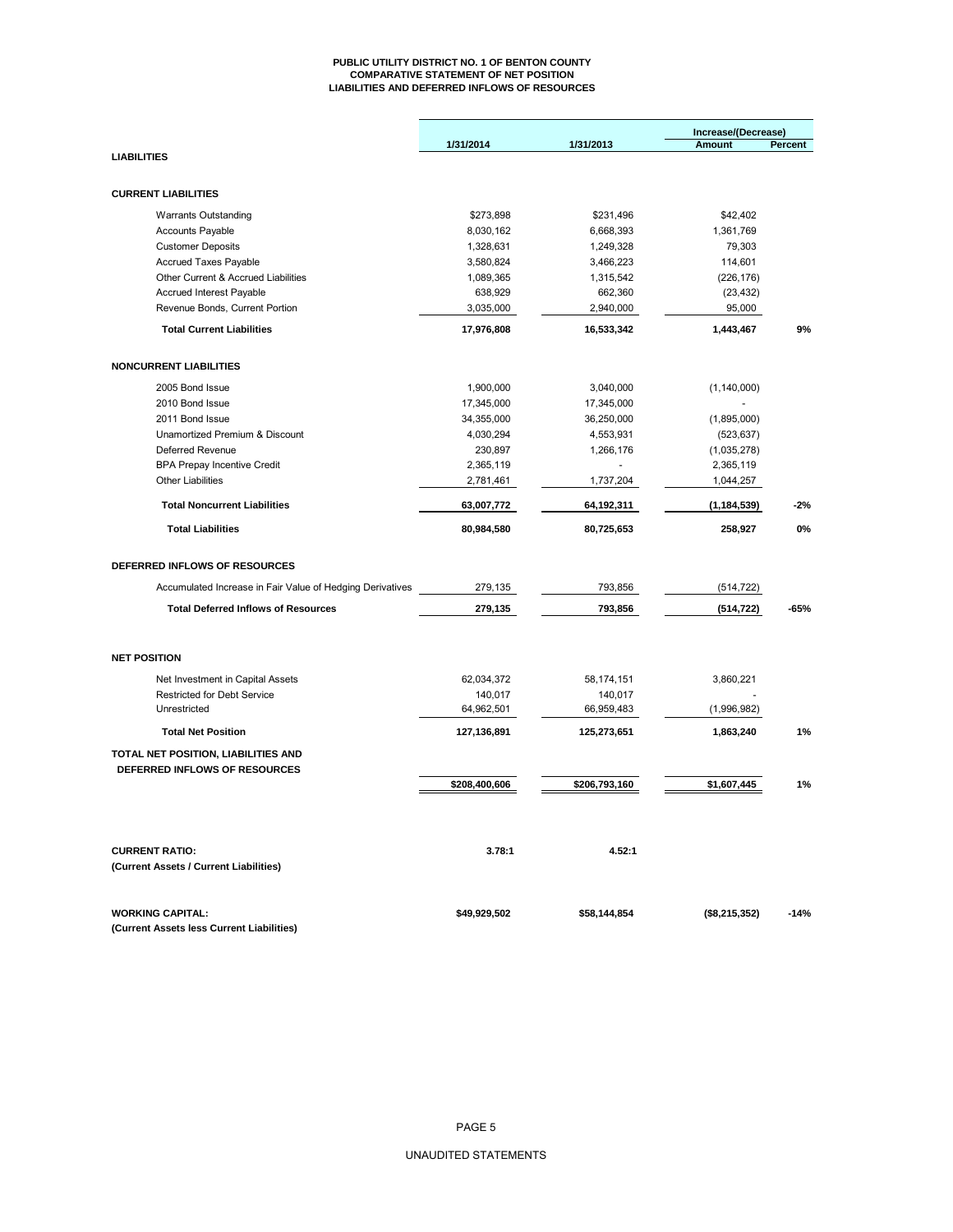# PUBLIC UTILITY DISTRICT NO. 1 OF BENTON COUNTY
## COMPARATIVE STATEMENT OF NET POSITION
## LIABILITIES AND DEFERRED INFLOWS OF RESOURCES

| | 1/31/2014 | 1/31/2013 | Increase/(Decrease) Amount | Percent |
|---|---|---|---|---|
| **LIABILITIES** | | | | |
| **CURRENT LIABILITIES** | | | | |
| Warrants Outstanding | $273,898 | $231,496 | $42,402 | |
| Accounts Payable | 8,030,162 | 6,668,393 | 1,361,769 | |
| Customer Deposits | 1,328,631 | 1,249,328 | 79,303 | |
| Accrued Taxes Payable | 3,580,824 | 3,466,223 | 114,601 | |
| Other Current & Accrued Liabilities | 1,089,365 | 1,315,542 | (226,176) | |
| Accrued Interest Payable | 638,929 | 662,360 | (23,432) | |
| Revenue Bonds, Current Portion | 3,035,000 | 2,940,000 | 95,000 | |
| **Total Current Liabilities** | **17,976,808** | **16,533,342** | **1,443,467** | **9%** |
| **NONCURRENT LIABILITIES** | | | | |
| 2005 Bond Issue | 1,900,000 | 3,040,000 | (1,140,000) | |
| 2010 Bond Issue | 17,345,000 | 17,345,000 | - | |
| 2011 Bond Issue | 34,355,000 | 36,250,000 | (1,895,000) | |
| Unamortized Premium & Discount | 4,030,294 | 4,553,931 | (523,637) | |
| Deferred Revenue | 230,897 | 1,266,176 | (1,035,278) | |
| BPA Prepay Incentive Credit | 2,365,119 | - | 2,365,119 | |
| Other Liabilities | 2,781,461 | 1,737,204 | 1,044,257 | |
| **Total Noncurrent Liabilities** | **63,007,772** | **64,192,311** | **(1,184,539)** | **-2%** |
| **Total Liabilities** | **80,984,580** | **80,725,653** | **258,927** | **0%** |
| **DEFERRED INFLOWS OF RESOURCES** | | | | |
| Accumulated Increase in Fair Value of Hedging Derivatives | 279,135 | 793,856 | (514,722) | |
| **Total Deferred Inflows of Resources** | **279,135** | **793,856** | **(514,722)** | **-65%** |
| **NET POSITION** | | | | |
| Net Investment in Capital Assets | 62,034,372 | 58,174,151 | 3,860,221 | |
| Restricted for Debt Service | 140,017 | 140,017 | - | |
| Unrestricted | 64,962,501 | 66,959,483 | (1,996,982) | |
| **Total Net Position** | **127,136,891** | **125,273,651** | **1,863,240** | **1%** |
| **TOTAL NET POSITION, LIABILITIES AND DEFERRED INFLOWS OF RESOURCES** | **$208,400,606** | **$206,793,160** | **$1,607,445** | **1%** |
| **CURRENT RATIO:** (Current Assets / Current Liabilities) | **3.78:1** | **4.52:1** | | |
| **WORKING CAPITAL:** (Current Assets less Current Liabilities) | **$49,929,502** | **$58,144,854** | **($8,215,352)** | **-14%** |

UNAUDITED STATEMENTS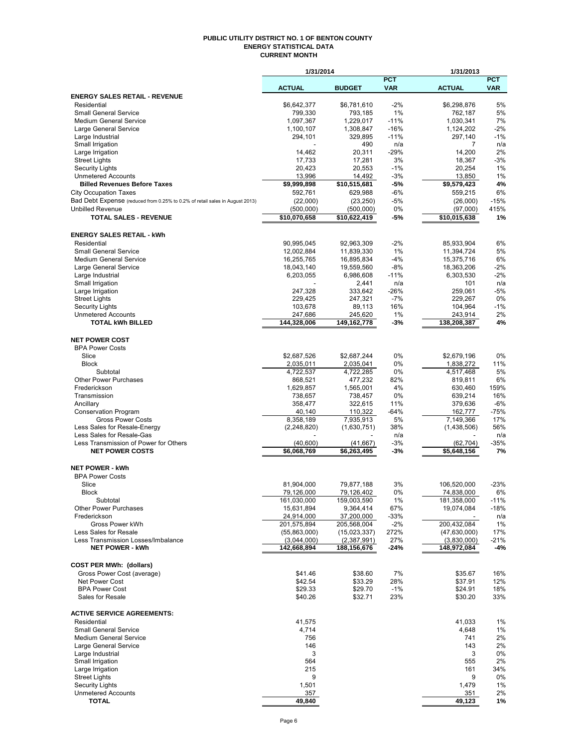# PUBLIC UTILITY DISTRICT NO. 1 OF BENTON COUNTY
## ENERGY STATISTICAL DATA
### CURRENT MONTH

| | 1/31/2014 | | | 1/31/2013 | |
|---|---|---|---|---|---|
| | **ACTUAL** | **BUDGET** | **PCT VAR** | **ACTUAL** | **PCT VAR** |
| **ENERGY SALES RETAIL - REVENUE** | | | | | |
| Residential | $6,642,377 | $6,781,610 | -2% | $6,298,876 | 5% |
| Small General Service | 799,330 | 793,185 | 1% | 762,187 | 5% |
| Medium General Service | 1,097,367 | 1,229,017 | -11% | 1,030,341 | 7% |
| Large General Service | 1,100,107 | 1,308,847 | -16% | 1,124,202 | -2% |
| Large Industrial | 294,101 | 329,895 | -11% | 297,140 | -1% |
| Small Irrigation | - | 490 | n/a | 7 | n/a |
| Large Irrigation | 14,462 | 20,311 | -29% | 14,200 | 2% |
| Street Lights | 17,733 | 17,281 | 3% | 18,367 | -3% |
| Security Lights | 20,423 | 20,553 | -1% | 20,254 | 1% |
| Unmetered Accounts | 13,996 | 14,492 | -3% | 13,850 | 1% |
| **Billed Revenues Before Taxes** | **$9,999,898** | **$10,515,681** | **-5%** | **$9,579,423** | **4%** |
| City Occupation Taxes | 592,761 | 629,988 | -6% | 559,215 | 6% |
| Bad Debt Expense (reduced from 0.25% to 0.2% of retail sales in August 2013) | (22,000) | (23,250) | -5% | (26,000) | -15% |
| Unbilled Revenue | (500,000) | (500,000) | 0% | (97,000) | 415% |
| **TOTAL SALES - REVENUE** | **$10,070,658** | **$10,622,419** | **-5%** | **$10,015,638** | **1%** |
| **ENERGY SALES RETAIL - kWh** | | | | | |
| Residential | 90,995,045 | 92,963,309 | -2% | 85,933,904 | 6% |
| Small General Service | 12,002,884 | 11,839,330 | 1% | 11,394,724 | 5% |
| Medium General Service | 16,255,765 | 16,895,834 | -4% | 15,375,716 | 6% |
| Large General Service | 18,043,140 | 19,559,560 | -8% | 18,363,206 | -2% |
| Large Industrial | 6,203,055 | 6,986,608 | -11% | 6,303,530 | -2% |
| Small Irrigation | - | 2,441 | n/a | 101 | n/a |
| Large Irrigation | 247,328 | 333,642 | -26% | 259,061 | -5% |
| Street Lights | 229,425 | 247,321 | -7% | 229,267 | 0% |
| Security Lights | 103,678 | 89,113 | 16% | 104,964 | -1% |
| Unmetered Accounts | 247,686 | 245,620 | 1% | 243,914 | 2% |
| **TOTAL kWh BILLED** | **144,328,006** | **149,162,778** | **-3%** | **138,208,387** | **4%** |
| **NET POWER COST** | | | | | |
| BPA Power Costs | | | | | |
| Slice | $2,687,526 | $2,687,244 | 0% | $2,679,196 | 0% |
| Block | 2,035,011 | 2,035,041 | 0% | 1,838,272 | 11% |
| Subtotal | 4,722,537 | 4,722,285 | 0% | 4,517,468 | 5% |
| Other Power Purchases | 868,521 | 477,232 | 82% | 819,811 | 6% |
| Frederickson | 1,629,857 | 1,565,001 | 4% | 630,460 | 159% |
| Transmission | 738,657 | 738,457 | 0% | 639,214 | 16% |
| Ancillary | 358,477 | 322,615 | 11% | 379,636 | -6% |
| Conservation Program | 40,140 | 110,322 | -64% | 162,777 | -75% |
| Gross Power Costs | 8,358,189 | 7,935,913 | 5% | 7,149,366 | 17% |
| Less Sales for Resale-Energy | (2,248,820) | (1,630,751) | 38% | (1,438,506) | 56% |
| Less Sales for Resale-Gas | - | - | n/a | - | n/a |
| Less Transmission of Power for Others | (40,600) | (41,667) | -3% | (62,704) | -35% |
| **NET POWER COSTS** | **$6,068,769** | **$6,263,495** | **-3%** | **$5,648,156** | **7%** |
| **NET POWER - kWh** | | | | | |
| BPA Power Costs | | | | | |
| Slice | 81,904,000 | 79,877,188 | 3% | 106,520,000 | -23% |
| Block | 79,126,000 | 79,126,402 | 0% | 74,838,000 | 6% |
| Subtotal | 161,030,000 | 159,003,590 | 1% | 181,358,000 | -11% |
| Other Power Purchases | 15,631,894 | 9,364,414 | 67% | 19,074,084 | -18% |
| Frederickson | 24,914,000 | 37,200,000 | -33% | - | n/a |
| Gross Power kWh | 201,575,894 | 205,568,004 | -2% | 200,432,084 | 1% |
| Less Sales for Resale | (55,863,000) | (15,023,337) | 272% | (47,630,000) | 17% |
| Less Transmission Losses/Imbalance | (3,044,000) | (2,387,991) | 27% | (3,830,000) | -21% |
| **NET POWER - kWh** | **142,668,894** | **188,156,676** | **-24%** | **148,972,084** | **-4%** |
| **COST PER MWh: (dollars)** | | | | | |
| Gross Power Cost (average) | $41.46 | $38.60 | 7% | $35.67 | 16% |
| Net Power Cost | $42.54 | $33.29 | 28% | $37.91 | 12% |
| BPA Power Cost | $29.33 | $29.70 | -1% | $24.91 | 18% |
| Sales for Resale | $40.26 | $32.71 | 23% | $30.20 | 33% |
| **ACTIVE SERVICE AGREEMENTS:** | | | | | |
| Residential | 41,575 | | | 41,033 | 1% |
| Small General Service | 4,714 | | | 4,648 | 1% |
| Medium General Service | 756 | | | 741 | 2% |
| Large General Service | 146 | | | 143 | 2% |
| Large Industrial | 3 | | | 3 | 0% |
| Small Irrigation | 564 | | | 555 | 2% |
| Large Irrigation | 215 | | | 161 | 34% |
| Street Lights | 9 | | | 9 | 0% |
| Security Lights | 1,501 | | | 1,479 | 1% |
| Unmetered Accounts | 357 | | | 351 | 2% |
| **TOTAL** | **49,840** | | | **49,123** | **1%** |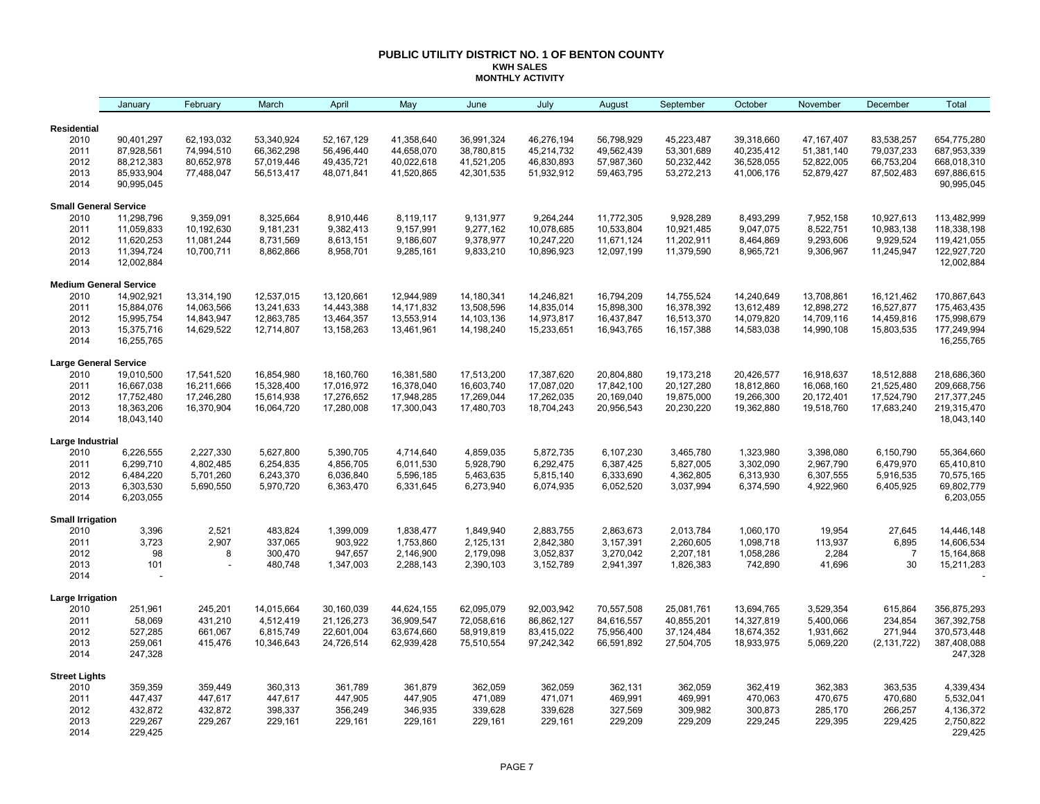# PUBLIC UTILITY DISTRICT NO. 1 OF BENTON COUNTY

## KWH SALES

### MONTHLY ACTIVITY

| | January | February | March | April | May | June | July | August | September | October | November | December | Total |
|---|---|---|---|---|---|---|---|---|---|---|---|---|---|
| **Residential** | | | | | | | | | | | | | |
| 2010 | 90,401,297 | 62,193,032 | 53,340,924 | 52,167,129 | 41,358,640 | 36,991,324 | 46,276,194 | 56,798,929 | 45,223,487 | 39,318,660 | 47,167,407 | 83,538,257 | 654,775,280 |
| 2011 | 87,928,561 | 74,994,510 | 66,362,298 | 56,496,440 | 44,658,070 | 38,780,815 | 45,214,732 | 49,562,439 | 53,301,689 | 40,235,412 | 51,381,140 | 79,037,233 | 687,953,339 |
| 2012 | 88,212,383 | 80,652,978 | 57,019,446 | 49,435,721 | 40,022,618 | 41,521,205 | 46,830,893 | 57,987,360 | 50,232,442 | 36,528,055 | 52,822,005 | 66,753,204 | 668,018,310 |
| 2013 | 85,933,904 | 77,488,047 | 56,513,417 | 48,071,841 | 41,520,865 | 42,301,535 | 51,932,912 | 59,463,795 | 53,272,213 | 41,006,176 | 52,879,427 | 87,502,483 | 697,886,615 |
| 2014 | 90,995,045 | | | | | | | | | | | | 90,995,045 |
| **Small General Service** | | | | | | | | | | | | | |
| 2010 | 11,298,796 | 9,359,091 | 8,325,664 | 8,910,446 | 8,119,117 | 9,131,977 | 9,264,244 | 11,772,305 | 9,928,289 | 8,493,299 | 7,952,158 | 10,927,613 | 113,482,999 |
| 2011 | 11,059,833 | 10,192,630 | 9,181,231 | 9,382,413 | 9,157,991 | 9,277,162 | 10,078,685 | 10,533,804 | 10,921,485 | 9,047,075 | 8,522,751 | 10,983,138 | 118,338,198 |
| 2012 | 11,620,253 | 11,081,244 | 8,731,569 | 8,613,151 | 9,186,607 | 9,378,977 | 10,247,220 | 11,671,124 | 11,202,911 | 8,464,869 | 9,293,606 | 9,929,524 | 119,421,055 |
| 2013 | 11,394,724 | 10,700,711 | 8,862,866 | 8,958,701 | 9,285,161 | 9,833,210 | 10,896,923 | 12,097,199 | 11,379,590 | 8,965,721 | 9,306,967 | 11,245,947 | 122,927,720 |
| 2014 | 12,002,884 | | | | | | | | | | | | 12,002,884 |
| **Medium General Service** | | | | | | | | | | | | | |
| 2010 | 14,902,921 | 13,314,190 | 12,537,015 | 13,120,661 | 12,944,989 | 14,180,341 | 14,246,821 | 16,794,209 | 14,755,524 | 14,240,649 | 13,708,861 | 16,121,462 | 170,867,643 |
| 2011 | 15,884,076 | 14,063,566 | 13,241,633 | 14,443,388 | 14,171,832 | 13,508,596 | 14,835,014 | 15,898,300 | 16,378,392 | 13,612,489 | 12,898,272 | 16,527,877 | 175,463,435 |
| 2012 | 15,995,754 | 14,843,947 | 12,863,785 | 13,464,357 | 13,553,914 | 14,103,136 | 14,973,817 | 16,437,847 | 16,513,370 | 14,079,820 | 14,709,116 | 14,459,816 | 175,998,679 |
| 2013 | 15,375,716 | 14,629,522 | 12,714,807 | 13,158,263 | 13,461,961 | 14,198,240 | 15,233,651 | 16,943,765 | 16,157,388 | 14,583,038 | 14,990,108 | 15,803,535 | 177,249,994 |
| 2014 | 16,255,765 | | | | | | | | | | | | 16,255,765 |
| **Large General Service** | | | | | | | | | | | | | |
| 2010 | 19,010,500 | 17,541,520 | 16,854,980 | 18,160,760 | 16,381,580 | 17,513,200 | 17,387,620 | 20,804,880 | 19,173,218 | 20,426,577 | 16,918,637 | 18,512,888 | 218,686,360 |
| 2011 | 16,667,038 | 16,211,666 | 15,328,400 | 17,016,972 | 16,378,040 | 16,603,740 | 17,087,020 | 17,842,100 | 20,127,280 | 18,812,860 | 16,068,160 | 21,525,480 | 209,668,756 |
| 2012 | 17,752,480 | 17,246,280 | 15,614,938 | 17,276,652 | 17,948,285 | 17,269,044 | 17,262,035 | 20,169,040 | 19,875,000 | 19,266,300 | 20,172,401 | 17,524,790 | 217,377,245 |
| 2013 | 18,363,206 | 16,370,904 | 16,064,720 | 17,280,008 | 17,300,043 | 17,480,703 | 18,704,243 | 20,956,543 | 20,230,220 | 19,362,880 | 19,518,760 | 17,683,240 | 219,315,470 |
| 2014 | 18,043,140 | | | | | | | | | | | | 18,043,140 |
| **Large Industrial** | | | | | | | | | | | | | |
| 2010 | 6,226,555 | 2,227,330 | 5,627,800 | 5,390,705 | 4,714,640 | 4,859,035 | 5,872,735 | 6,107,230 | 3,465,780 | 1,323,980 | 3,398,080 | 6,150,790 | 55,364,660 |
| 2011 | 6,299,710 | 4,802,485 | 6,254,835 | 4,856,705 | 6,011,530 | 5,928,790 | 6,292,475 | 6,387,425 | 5,827,005 | 3,302,090 | 2,967,790 | 6,479,970 | 65,410,810 |
| 2012 | 6,484,220 | 5,701,260 | 6,243,370 | 6,036,840 | 5,596,185 | 5,463,635 | 5,815,140 | 6,333,690 | 4,362,805 | 6,313,930 | 6,307,555 | 5,916,535 | 70,575,165 |
| 2013 | 6,303,530 | 5,690,550 | 5,970,720 | 6,363,470 | 6,331,645 | 6,273,940 | 6,074,935 | 6,052,520 | 3,037,994 | 6,374,590 | 4,922,960 | 6,405,925 | 69,802,779 |
| 2014 | 6,203,055 | | | | | | | | | | | | 6,203,055 |
| **Small Irrigation** | | | | | | | | | | | | | |
| 2010 | 3,396 | 2,521 | 483,824 | 1,399,009 | 1,838,477 | 1,849,940 | 2,883,755 | 2,863,673 | 2,013,784 | 1,060,170 | 19,954 | 27,645 | 14,446,148 |
| 2011 | 3,723 | 2,907 | 337,065 | 903,922 | 1,753,860 | 2,125,131 | 2,842,380 | 3,157,391 | 2,260,605 | 1,098,718 | 113,937 | 6,895 | 14,606,534 |
| 2012 | 98 | 8 | 300,470 | 947,657 | 2,146,900 | 2,179,098 | 3,052,837 | 3,270,042 | 2,207,181 | 1,058,286 | 2,284 | 7 | 15,164,868 |
| 2013 | 101 | - | 480,748 | 1,347,003 | 2,288,143 | 2,390,103 | 3,152,789 | 2,941,397 | 1,826,383 | 742,890 | 41,696 | 30 | 15,211,283 |
| 2014 | - | | | | | | | | | | | | - |
| **Large Irrigation** | | | | | | | | | | | | | |
| 2010 | 251,961 | 245,201 | 14,015,664 | 30,160,039 | 44,624,155 | 62,095,079 | 92,003,942 | 70,557,508 | 25,081,761 | 13,694,765 | 3,529,354 | 615,864 | 356,875,293 |
| 2011 | 58,069 | 431,210 | 4,512,419 | 21,126,273 | 36,909,547 | 72,058,616 | 86,862,127 | 84,616,557 | 40,855,201 | 14,327,819 | 5,400,066 | 234,854 | 367,392,758 |
| 2012 | 527,285 | 661,067 | 6,815,749 | 22,601,004 | 63,674,660 | 58,919,819 | 83,415,022 | 75,956,400 | 37,124,484 | 18,674,352 | 1,931,662 | 271,944 | 370,573,448 |
| 2013 | 259,061 | 415,476 | 10,346,643 | 24,726,514 | 62,939,428 | 75,510,554 | 97,242,342 | 66,591,892 | 27,504,705 | 18,933,975 | 5,069,220 | (2,131,722) | 387,408,088 |
| 2014 | 247,328 | | | | | | | | | | | | 247,328 |
| **Street Lights** | | | | | | | | | | | | | |
| 2010 | 359,359 | 359,449 | 360,313 | 361,789 | 361,879 | 362,059 | 362,059 | 362,131 | 362,059 | 362,419 | 362,383 | 363,535 | 4,339,434 |
| 2011 | 447,437 | 447,617 | 447,617 | 447,905 | 447,905 | 471,089 | 471,071 | 469,991 | 469,991 | 470,063 | 470,675 | 470,680 | 5,532,041 |
| 2012 | 432,872 | 432,872 | 398,337 | 356,249 | 346,935 | 339,628 | 339,628 | 327,569 | 309,982 | 300,873 | 285,170 | 266,257 | 4,136,372 |
| 2013 | 229,267 | 229,267 | 229,161 | 229,161 | 229,161 | 229,161 | 229,161 | 229,209 | 229,209 | 229,245 | 229,395 | 229,425 | 2,750,822 |
| 2014 | 229,425 | | | | | | | | | | | | 229,425 |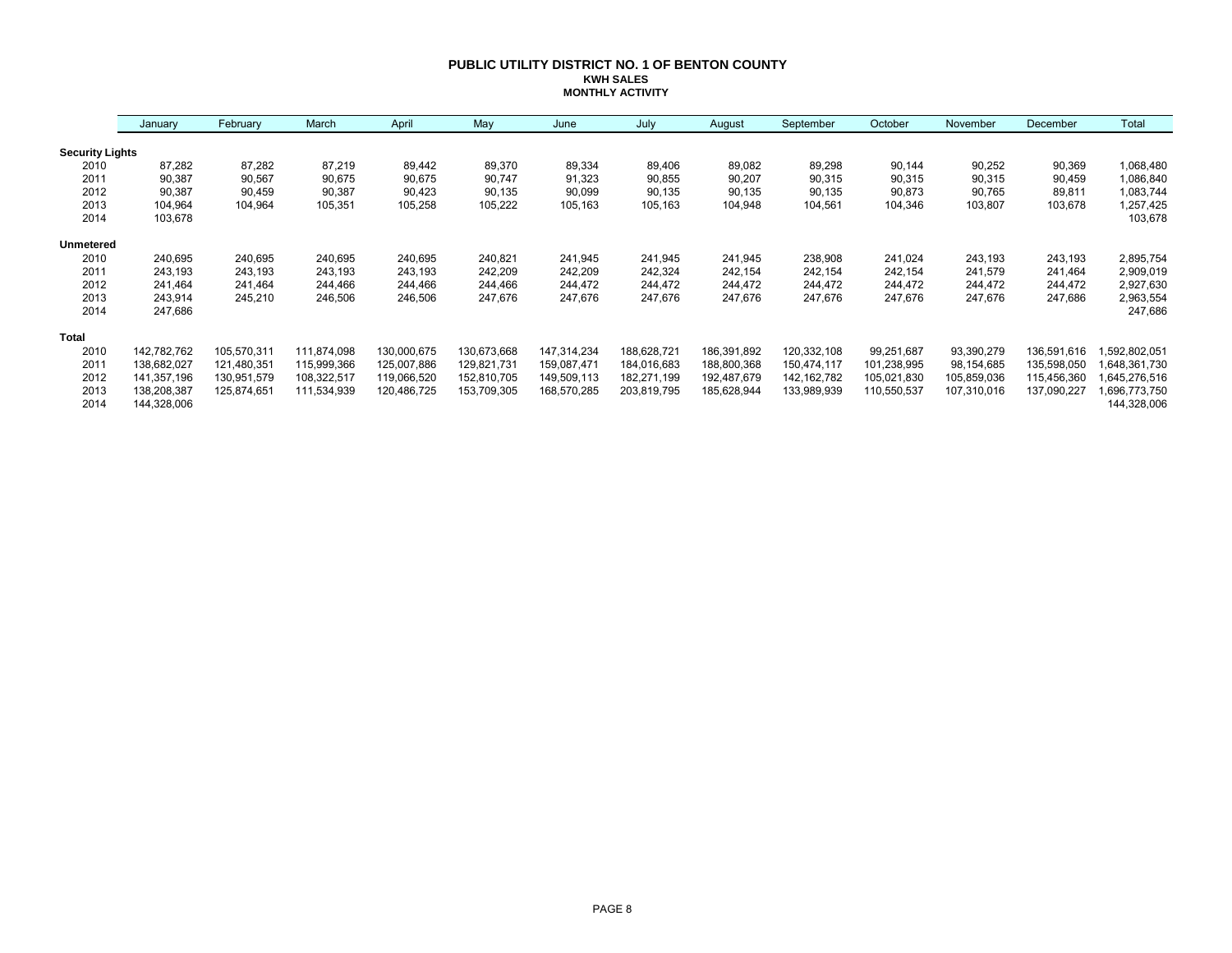# PUBLIC UTILITY DISTRICT NO. 1 OF BENTON COUNTY

## KWH SALES

### MONTHLY ACTIVITY

| | January | February | March | April | May | June | July | August | September | October | November | December | Total |
|---|---|---|---|---|---|---|---|---|---|---|---|---|---|
| **Security Lights** | | | | | | | | | | | | | |
| 2010 | 87,282 | 87,282 | 87,219 | 89,442 | 89,370 | 89,334 | 89,406 | 89,082 | 89,298 | 90,144 | 90,252 | 90,369 | 1,068,480 |
| 2011 | 90,387 | 90,567 | 90,675 | 90,675 | 90,747 | 91,323 | 90,855 | 90,207 | 90,315 | 90,315 | 90,315 | 90,459 | 1,086,840 |
| 2012 | 90,387 | 90,459 | 90,387 | 90,423 | 90,135 | 90,099 | 90,135 | 90,135 | 90,135 | 90,873 | 90,765 | 89,811 | 1,083,744 |
| 2013 | 104,964 | 104,964 | 105,351 | 105,258 | 105,222 | 105,163 | 105,163 | 104,948 | 104,561 | 104,346 | 103,807 | 103,678 | 1,257,425 |
| 2014 | 103,678 | | | | | | | | | | | | 103,678 |
| **Unmetered** | | | | | | | | | | | | | |
| 2010 | 240,695 | 240,695 | 240,695 | 240,695 | 240,821 | 241,945 | 241,945 | 241,945 | 238,908 | 241,024 | 243,193 | 243,193 | 2,895,754 |
| 2011 | 243,193 | 243,193 | 243,193 | 243,193 | 242,209 | 242,209 | 242,324 | 242,154 | 242,154 | 242,154 | 241,579 | 241,464 | 2,909,019 |
| 2012 | 241,464 | 241,464 | 244,466 | 244,466 | 244,466 | 244,472 | 244,472 | 244,472 | 244,472 | 244,472 | 244,472 | 244,472 | 2,927,630 |
| 2013 | 243,914 | 245,210 | 246,506 | 246,506 | 247,676 | 247,676 | 247,676 | 247,676 | 247,676 | 247,676 | 247,676 | 247,686 | 2,963,554 |
| 2014 | 247,686 | | | | | | | | | | | | 247,686 |
| **Total** | | | | | | | | | | | | | |
| 2010 | 142,782,762 | 105,570,311 | 111,874,098 | 130,000,675 | 130,673,668 | 147,314,234 | 188,628,721 | 186,391,892 | 120,332,108 | 99,251,687 | 93,390,279 | 136,591,616 | 1,592,802,051 |
| 2011 | 138,682,027 | 121,480,351 | 115,999,366 | 125,007,886 | 129,821,731 | 159,087,471 | 184,016,683 | 188,800,368 | 150,474,117 | 101,238,995 | 98,154,685 | 135,598,050 | 1,648,361,730 |
| 2012 | 141,357,196 | 130,951,579 | 108,322,517 | 119,066,520 | 152,810,705 | 149,509,113 | 182,271,199 | 192,487,679 | 142,162,782 | 105,021,830 | 105,859,036 | 115,456,360 | 1,645,276,516 |
| 2013 | 138,208,387 | 125,874,651 | 111,534,939 | 120,486,725 | 153,709,305 | 168,570,285 | 203,819,795 | 185,628,944 | 133,989,939 | 110,550,537 | 107,310,016 | 137,090,227 | 1,696,773,750 |
| 2014 | 144,328,006 | | | | | | | | | | | | 144,328,006 |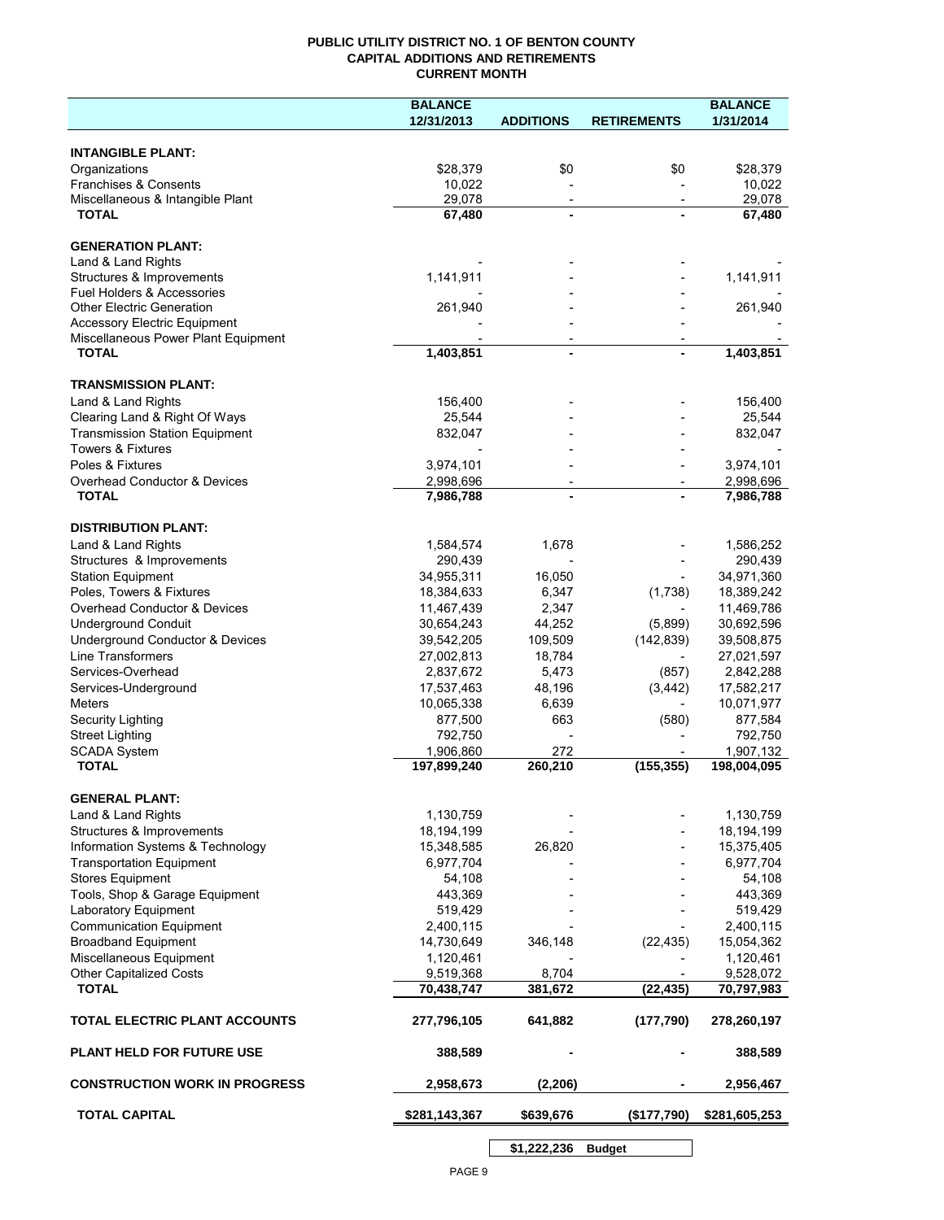# PUBLIC UTILITY DISTRICT NO. 1 OF BENTON COUNTY
## CAPITAL ADDITIONS AND RETIREMENTS
### CURRENT MONTH

| | BALANCE 12/31/2013 | ADDITIONS | RETIREMENTS | BALANCE 1/31/2014 |
|---|---|---|---|---|
| **INTANGIBLE PLANT:** | | | | |
| Organizations | $28,379 | $0 | $0 | $28,379 |
| Franchises & Consents | 10,022 | - | - | 10,022 |
| Miscellaneous & Intangible Plant | 29,078 | - | - | 29,078 |
| **TOTAL** | **67,480** | **-** | **-** | **67,480** |
| **GENERATION PLANT:** | | | | |
| Land & Land Rights | - | - | - | - |
| Structures & Improvements | 1,141,911 | - | - | 1,141,911 |
| Fuel Holders & Accessories | - | - | - | - |
| Other Electric Generation | 261,940 | - | - | 261,940 |
| Accessory Electric Equipment | - | - | - | - |
| Miscellaneous Power Plant Equipment | - | - | - | - |
| **TOTAL** | **1,403,851** | **-** | **-** | **1,403,851** |
| **TRANSMISSION PLANT:** | | | | |
| Land & Land Rights | 156,400 | - | - | 156,400 |
| Clearing Land & Right Of Ways | 25,544 | - | - | 25,544 |
| Transmission Station Equipment | 832,047 | - | - | 832,047 |
| Towers & Fixtures | - | - | - | - |
| Poles & Fixtures | 3,974,101 | - | - | 3,974,101 |
| Overhead Conductor & Devices | 2,998,696 | - | - | 2,998,696 |
| **TOTAL** | **7,986,788** | **-** | **-** | **7,986,788** |
| **DISTRIBUTION PLANT:** | | | | |
| Land & Land Rights | 1,584,574 | 1,678 | - | 1,586,252 |
| Structures & Improvements | 290,439 | - | - | 290,439 |
| Station Equipment | 34,955,311 | 16,050 | - | 34,971,360 |
| Poles, Towers & Fixtures | 18,384,633 | 6,347 | (1,738) | 18,389,242 |
| Overhead Conductor & Devices | 11,467,439 | 2,347 | - | 11,469,786 |
| Underground Conduit | 30,654,243 | 44,252 | (5,899) | 30,692,596 |
| Underground Conductor & Devices | 39,542,205 | 109,509 | (142,839) | 39,508,875 |
| Line Transformers | 27,002,813 | 18,784 | - | 27,021,597 |
| Services-Overhead | 2,837,672 | 5,473 | (857) | 2,842,288 |
| Services-Underground | 17,537,463 | 48,196 | (3,442) | 17,582,217 |
| Meters | 10,065,338 | 6,639 | - | 10,071,977 |
| Security Lighting | 877,500 | 663 | (580) | 877,584 |
| Street Lighting | 792,750 | - | - | 792,750 |
| SCADA System | 1,906,860 | 272 | - | 1,907,132 |
| **TOTAL** | **197,899,240** | **260,210** | **(155,355)** | **198,004,095** |
| **GENERAL PLANT:** | | | | |
| Land & Land Rights | 1,130,759 | - | - | 1,130,759 |
| Structures & Improvements | 18,194,199 | - | - | 18,194,199 |
| Information Systems & Technology | 15,348,585 | 26,820 | - | 15,375,405 |
| Transportation Equipment | 6,977,704 | - | - | 6,977,704 |
| Stores Equipment | 54,108 | - | - | 54,108 |
| Tools, Shop & Garage Equipment | 443,369 | - | - | 443,369 |
| Laboratory Equipment | 519,429 | - | - | 519,429 |
| Communication Equipment | 2,400,115 | - | - | 2,400,115 |
| Broadband Equipment | 14,730,649 | 346,148 | (22,435) | 15,054,362 |
| Miscellaneous Equipment | 1,120,461 | - | - | 1,120,461 |
| Other Capitalized Costs | 9,519,368 | 8,704 | - | 9,528,072 |
| **TOTAL** | **70,438,747** | **381,672** | **(22,435)** | **70,797,983** |
| **TOTAL ELECTRIC PLANT ACCOUNTS** | **277,796,105** | **641,882** | **(177,790)** | **278,260,197** |
| **PLANT HELD FOR FUTURE USE** | **388,589** | **-** | **-** | **388,589** |
| **CONSTRUCTION WORK IN PROGRESS** | **2,958,673** | **(2,206)** | **-** | **2,956,467** |
| **TOTAL CAPITAL** | **$281,143,367** | **$639,676** | **($177,790)** | **$281,605,253** |

| | |
|---|---|
| **$1,222,236** | **Budget** |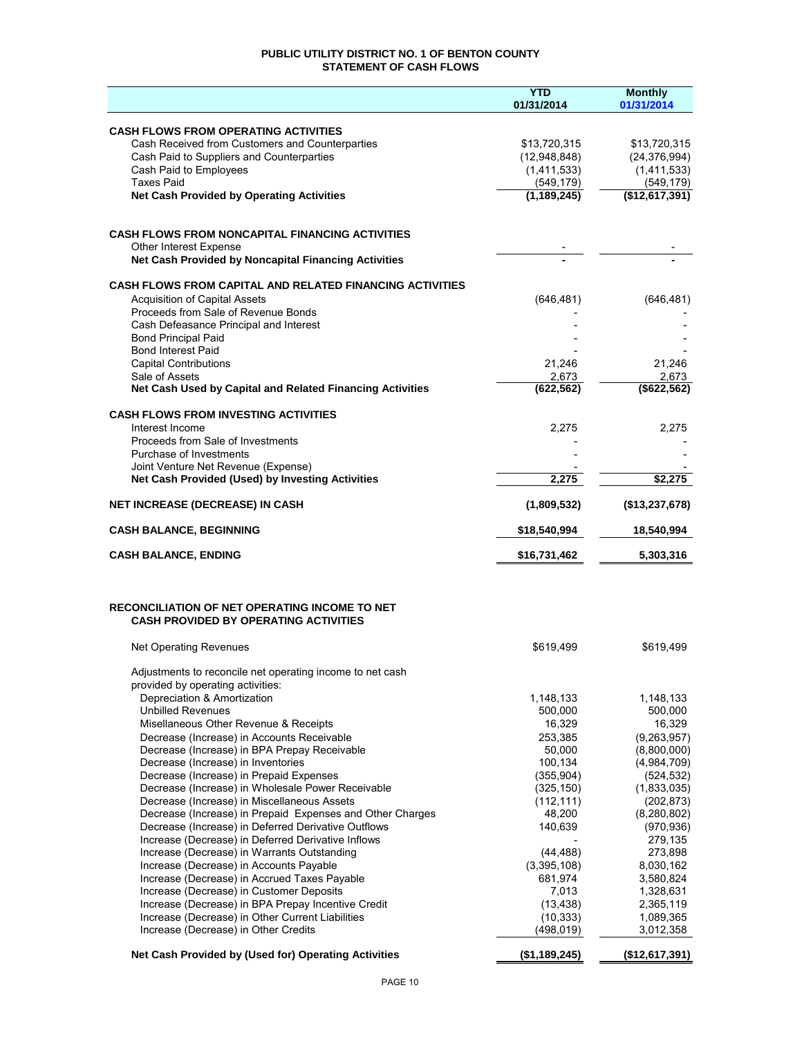# PUBLIC UTILITY DISTRICT NO. 1 OF BENTON COUNTY
## STATEMENT OF CASH FLOWS

| | YTD 01/31/2014 | Monthly 01/31/2014 |
|---|---|---|
| **CASH FLOWS FROM OPERATING ACTIVITIES** | | |
| Cash Received from Customers and Counterparties | $13,720,315 | $13,720,315 |
| Cash Paid to Suppliers and Counterparties | (12,948,848) | (24,376,994) |
| Cash Paid to Employees | (1,411,533) | (1,411,533) |
| Taxes Paid | (549,179) | (549,179) |
| **Net Cash Provided by Operating Activities** | **(1,189,245)** | **($12,617,391)** |
| | | |
| **CASH FLOWS FROM NONCAPITAL FINANCING ACTIVITIES** | | |
| Other Interest Expense | - | - |
| **Net Cash Provided by Noncapital Financing Activities** | **-** | **-** |
| | | |
| **CASH FLOWS FROM CAPITAL AND RELATED FINANCING ACTIVITIES** | | |
| Acquisition of Capital Assets | (646,481) | (646,481) |
| Proceeds from Sale of Revenue Bonds | - | - |
| Cash Defeasance Principal and Interest | - | - |
| Bond Principal Paid | - | - |
| Bond Interest Paid | - | - |
| Capital Contributions | 21,246 | 21,246 |
| Sale of Assets | 2,673 | 2,673 |
| **Net Cash Used by Capital and Related Financing Activities** | **(622,562)** | **($622,562)** |
| | | |
| **CASH FLOWS FROM INVESTING ACTIVITIES** | | |
| Interest Income | 2,275 | 2,275 |
| Proceeds from Sale of Investments | - | - |
| Purchase of Investments | - | - |
| Joint Venture Net Revenue (Expense) | - | - |
| **Net Cash Provided (Used) by Investing Activities** | **2,275** | **$2,275** |
| | | |
| **NET INCREASE (DECREASE) IN CASH** | **(1,809,532)** | **($13,237,678)** |
| | | |
| **CASH BALANCE, BEGINNING** | **$18,540,994** | **18,540,994** |
| | | |
| **CASH BALANCE, ENDING** | **$16,731,462** | **5,303,316** |

## RECONCILIATION OF NET OPERATING INCOME TO NET CASH PROVIDED BY OPERATING ACTIVITIES

| | YTD 01/31/2014 | Monthly 01/31/2014 |
|---|---|---|
| Net Operating Revenues | $619,499 | $619,499 |
| Adjustments to reconcile net operating income to net cash provided by operating activities: | | |
| Depreciation & Amortization | 1,148,133 | 1,148,133 |
| Unbilled Revenues | 500,000 | 500,000 |
| Misellaneous Other Revenue & Receipts | 16,329 | 16,329 |
| Decrease (Increase) in Accounts Receivable | 253,385 | (9,263,957) |
| Decrease (Increase) in BPA Prepay Receivable | 50,000 | (8,800,000) |
| Decrease (Increase) in Inventories | 100,134 | (4,984,709) |
| Decrease (Increase) in Prepaid Expenses | (355,904) | (524,532) |
| Decrease (Increase) in Wholesale Power Receivable | (325,150) | (1,833,035) |
| Decrease (Increase) in Miscellaneous Assets | (112,111) | (202,873) |
| Decrease (Increase) in Prepaid Expenses and Other Charges | 48,200 | (8,280,802) |
| Decrease (Increase) in Deferred Derivative Outflows | 140,639 | (970,936) |
| Increase (Decrease) in Deferred Derivative Inflows | - | 279,135 |
| Increase (Decrease) in Warrants Outstanding | (44,488) | 273,898 |
| Increase (Decrease) in Accounts Payable | (3,395,108) | 8,030,162 |
| Increase (Decrease) in Accrued Taxes Payable | 681,974 | 3,580,824 |
| Increase (Decrease) in Customer Deposits | 7,013 | 1,328,631 |
| Increase (Decrease) in BPA Prepay Incentive Credit | (13,438) | 2,365,119 |
| Increase (Decrease) in Other Current Liabilities | (10,333) | 1,089,365 |
| Increase (Decrease) in Other Credits | (498,019) | 3,012,358 |
| **Net Cash Provided by (Used for) Operating Activities** | **($1,189,245)** | **($12,617,391)** |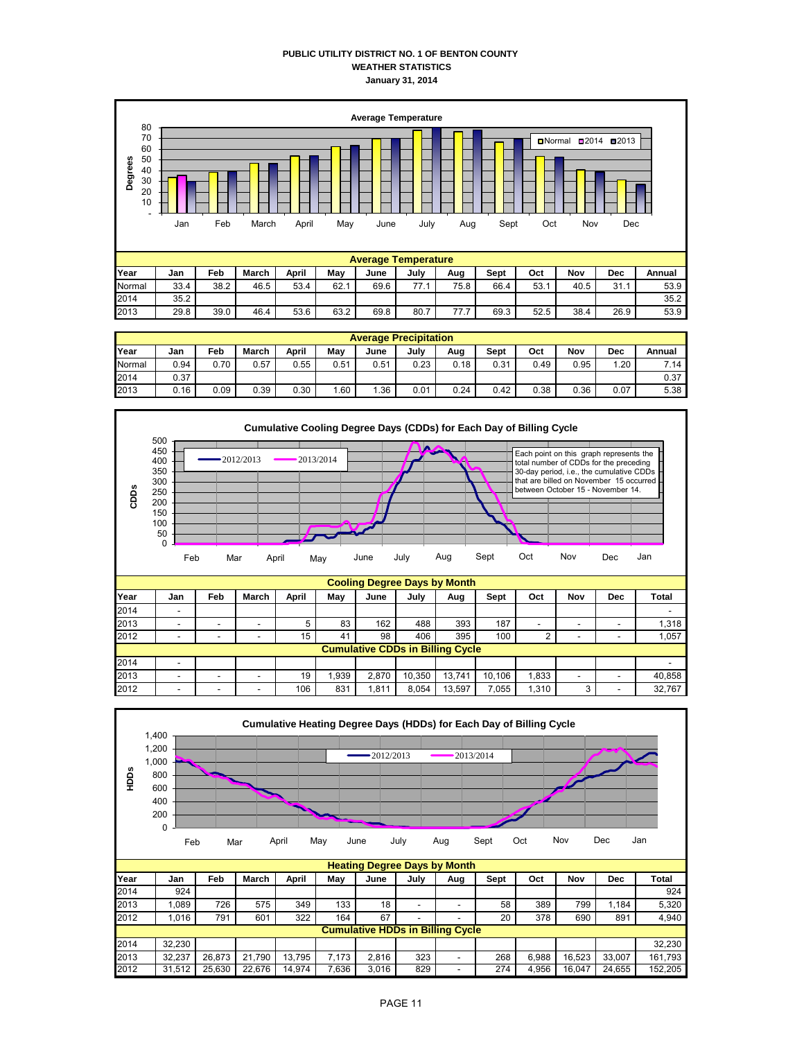# PUBLIC UTILITY DISTRICT NO. 1 OF BENTON COUNTY
## WEATHER STATISTICS
### January 31, 2014

**Average Temperature**

| Year | Jan | Feb | March | April | May | June | July | Aug | Sept | Oct | Nov | Dec | Annual |
|---|---|---|---|---|---|---|---|---|---|---|---|---|---|
| Normal | 33.4 | 38.2 | 46.5 | 53.4 | 62.1 | 69.6 | 77.1 | 75.8 | 66.4 | 53.1 | 40.5 | 31.1 | 53.9 |
| 2014 | 35.2 | | | | | | | | | | | | 35.2 |
| 2013 | 29.8 | 39.0 | 46.4 | 53.6 | 63.2 | 69.8 | 80.7 | 77.7 | 69.3 | 52.5 | 38.4 | 26.9 | 53.9 |

**Average Precipitation**

| Year | Jan | Feb | March | April | May | June | July | Aug | Sept | Oct | Nov | Dec | Annual |
|---|---|---|---|---|---|---|---|---|---|---|---|---|---|
| Normal | 0.94 | 0.70 | 0.57 | 0.55 | 0.51 | 0.51 | 0.23 | 0.18 | 0.31 | 0.49 | 0.95 | 1.20 | 7.14 |
| 2014 | 0.37 | | | | | | | | | | | | 0.37 |
| 2013 | 0.16 | 0.09 | 0.39 | 0.30 | 1.60 | 1.36 | 0.01 | 0.24 | 0.42 | 0.38 | 0.36 | 0.07 | 5.38 |

**Cumulative Cooling Degree Days (CDDs) for Each Day of Billing Cycle**

Each point on this graph represents the total number of CDDs for the preceding 30-day period, i.e., the cumulative CDDs that are billed on November 15 occurred between October 15 - November 14.

| Year | Jan | Feb | March | April | May | June | July | Aug | Sept | Oct | Nov | Dec | Total |
|---|---|---|---|---|---|---|---|---|---|---|---|---|---|
| **Cooling Degree Days by Month** | | | | | | | | | | | | | |
| 2014 | - | | | | | | | | | | | | - |
| 2013 | - | - | - | 5 | 83 | 162 | 488 | 393 | 187 | - | - | - | 1,318 |
| 2012 | - | - | - | 15 | 41 | 98 | 406 | 395 | 100 | 2 | - | - | 1,057 |
| **Cumulative CDDs in Billing Cycle** | | | | | | | | | | | | | |
| 2014 | - | | | | | | | | | | | | - |
| 2013 | - | - | - | 19 | 1,939 | 2,870 | 10,350 | 13,741 | 10,106 | 1,833 | - | - | 40,858 |
| 2012 | - | - | - | 106 | 831 | 1,811 | 8,054 | 13,597 | 7,055 | 1,310 | 3 | - | 32,767 |

**Cumulative Heating Degree Days (HDDs) for Each Day of Billing Cycle**

| Year | Jan | Feb | March | April | May | June | July | Aug | Sept | Oct | Nov | Dec | Total |
|---|---|---|---|---|---|---|---|---|---|---|---|---|---|
| **Heating Degree Days by Month** | | | | | | | | | | | | | |
| 2014 | 924 | | | | | | | | | | | | 924 |
| 2013 | 1,089 | 726 | 575 | 349 | 133 | 18 | - | - | 58 | 389 | 799 | 1,184 | 5,320 |
| 2012 | 1,016 | 791 | 601 | 322 | 164 | 67 | - | - | 20 | 378 | 690 | 891 | 4,940 |
| **Cumulative HDDs in Billing Cycle** | | | | | | | | | | | | | |
| 2014 | 32,230 | | | | | | | | | | | | 32,230 |
| 2013 | 32,237 | 26,873 | 21,790 | 13,795 | 7,173 | 2,816 | 323 | - | 268 | 6,988 | 16,523 | 33,007 | 161,793 |
| 2012 | 31,512 | 25,630 | 22,676 | 14,974 | 7,636 | 3,016 | 829 | - | 274 | 4,956 | 16,047 | 24,655 | 152,205 |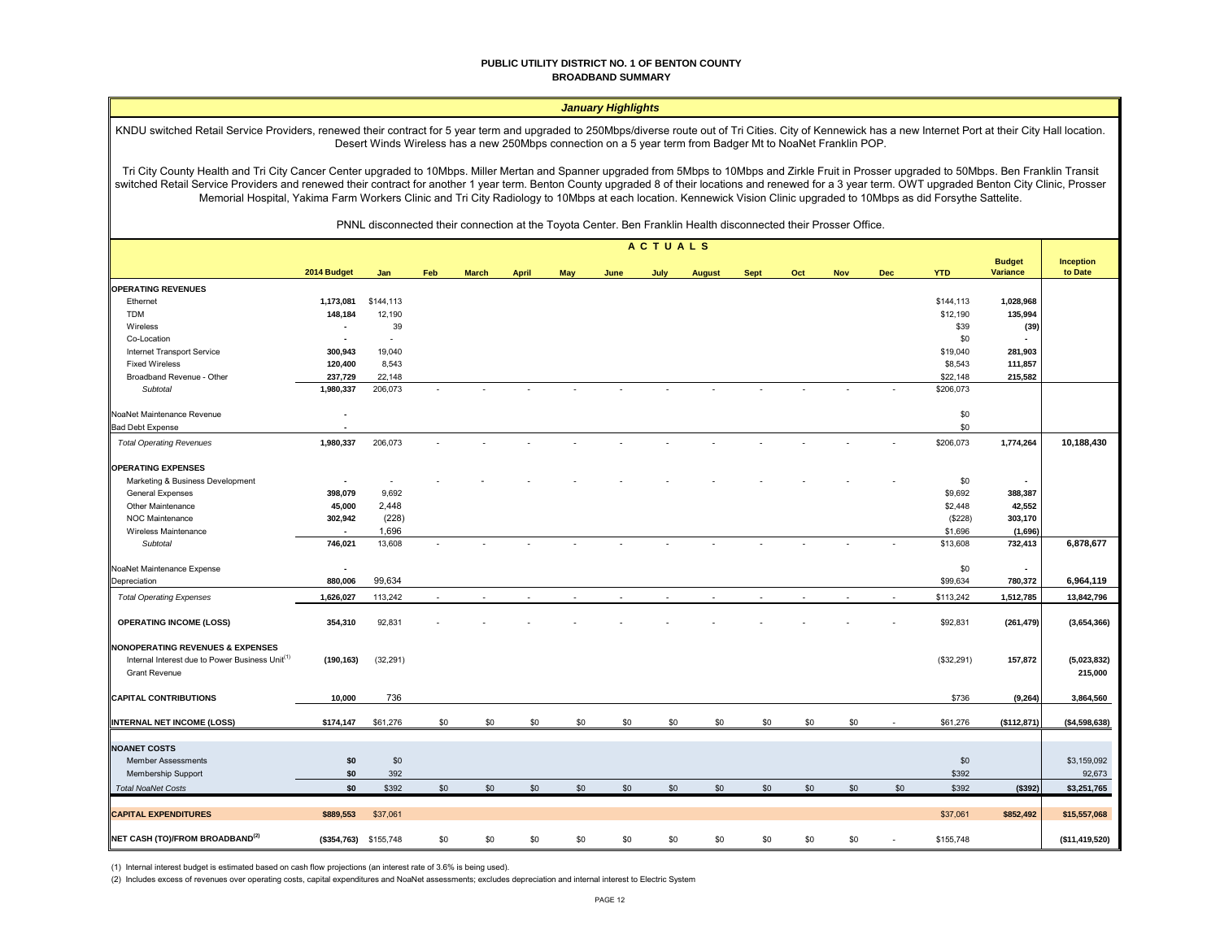# PUBLIC UTILITY DISTRICT NO. 1 OF BENTON COUNTY
## BROADBAND SUMMARY

### *January Highlights*

KNDU switched Retail Service Providers, renewed their contract for 5 year term and upgraded to 250Mbps/diverse route out of Tri Cities. City of Kennewick has a new Internet Port at their City Hall location. Desert Winds Wireless has a new 250Mbps connection on a 5 year term from Badger Mt to NoaNet Franklin POP.

Tri City County Health and Tri City Cancer Center upgraded to 10Mbps. Miller Mertan and Spanner upgraded from 5Mbps to 10Mbps and Zirkle Fruit in Prosser upgraded to 50Mbps. Ben Franklin Transit switched Retail Service Providers and renewed their contract for another 1 year term. Benton County upgraded 8 of their locations and renewed for a 3 year term. OWT upgraded Benton City Clinic, Prosser Memorial Hospital, Yakima Farm Workers Clinic and Tri City Radiology to 10Mbps at each location. Kennewick Vision Clinic upgraded to 10Mbps as did Forsythe Sattelite.

PNNL disconnected their connection at the Toyota Center. Ben Franklin Health disconnected their Prosser Office.

| | 2014 Budget | Jan | Feb | March | April | May | June | July | August | Sept | Oct | Nov | Dec | YTD | Budget Variance | Inception to Date |
|---|---|---|---|---|---|---|---|---|---|---|---|---|---|---|---|---|
| | | ACTUALS | | | | | | | | | | | | | | |
| **OPERATING REVENUES** | | | | | | | | | | | | | | | | |
| Ethernet | 1,173,081 | $144,113 | | | | | | | | | | | | $144,113 | 1,028,968 | |
| TDM | 148,184 | 12,190 | | | | | | | | | | | | $12,190 | 135,994 | |
| Wireless | - | 39 | | | | | | | | | | | | $39 | (39) | |
| Co-Location | - | - | | | | | | | | | | | | $0 | - | |
| Internet Transport Service | 300,943 | 19,040 | | | | | | | | | | | | $19,040 | 281,903 | |
| Fixed Wireless | 120,400 | 8,543 | | | | | | | | | | | | $8,543 | 111,857 | |
| Broadband Revenue - Other | 237,729 | 22,148 | | | | | | | | | | | | $22,148 | 215,582 | |
| *Subtotal* | 1,980,337 | 206,073 | - | - | - | - | - | - | - | - | - | - | - | $206,073 | | |
| NoaNet Maintenance Revenue | - | | | | | | | | | | | | | $0 | | |
| Bad Debt Expense | - | | | | | | | | | | | | | $0 | | |
| *Total Operating Revenues* | 1,980,337 | 206,073 | - | - | - | - | - | - | - | - | - | - | - | $206,073 | 1,774,264 | 10,188,430 |
| **OPERATING EXPENSES** | | | | | | | | | | | | | | | | |
| Marketing & Business Development | - | - | - | - | - | - | - | - | - | - | - | - | - | $0 | - | |
| General Expenses | 398,079 | 9,692 | | | | | | | | | | | | $9,692 | 388,387 | |
| Other Maintenance | 45,000 | 2,448 | | | | | | | | | | | | $2,448 | 42,552 | |
| NOC Maintenance | 302,942 | (228) | | | | | | | | | | | | ($228) | 303,170 | |
| Wireless Maintenance | - | 1,696 | | | | | | | | | | | | $1,696 | (1,696) | |
| *Subtotal* | 746,021 | 13,608 | - | - | - | - | - | - | - | - | - | - | - | $13,608 | 732,413 | 6,878,677 |
| NoaNet Maintenance Expense | - | | | | | | | | | | | | | $0 | - | |
| Depreciation | 880,006 | 99,634 | | | | | | | | | | | | $99,634 | 780,372 | 6,964,119 |
| *Total Operating Expenses* | 1,626,027 | 113,242 | - | - | - | - | - | - | - | - | - | - | - | $113,242 | 1,512,785 | 13,842,796 |
| **OPERATING INCOME (LOSS)** | 354,310 | 92,831 | - | - | - | - | - | - | - | - | - | - | - | $92,831 | (261,479) | (3,654,366) |
| **NONOPERATING REVENUES & EXPENSES** | | | | | | | | | | | | | | | | |
| Internal Interest due to Power Business Unit[1] | (190,163) | (32,291) | | | | | | | | | | | | ($32,291) | 157,872 | (5,023,832) |
| Grant Revenue | | | | | | | | | | | | | | | | 215,000 |
| **CAPITAL CONTRIBUTIONS** | 10,000 | 736 | | | | | | | | | | | | $736 | (9,264) | 3,864,560 |
| **INTERNAL NET INCOME (LOSS)** | $174,147 | $61,276 | $0 | $0 | $0 | $0 | $0 | $0 | $0 | $0 | $0 | $0 | - | $61,276 | ($112,871) | ($4,598,638) |
| **NOANET COSTS** | | | | | | | | | | | | | | | | |
| Member Assessments | $0 | $0 | | | | | | | | | | | | $0 | | $3,159,092 |
| Membership Support | $0 | 392 | | | | | | | | | | | | $392 | | 92,673 |
| *Total NoaNet Costs* | $0 | $392 | $0 | $0 | $0 | $0 | $0 | $0 | $0 | $0 | $0 | $0 | $0 | $392 | ($392) | $3,251,765 |
| **CAPITAL EXPENDITURES** | $889,553 | $37,061 | | | | | | | | | | | | $37,061 | $852,492 | $15,557,068 |
| **NET CASH (TO)/FROM BROADBAND[2]** | ($354,763) | $155,748 | $0 | $0 | $0 | $0 | $0 | $0 | $0 | $0 | $0 | $0 | - | $155,748 | | ($11,419,520) |

(1) Internal interest budget is estimated based on cash flow projections (an interest rate of 3.6% is being used).

(2) Includes excess of revenues over operating costs, capital expenditures and NoaNet assessments; excludes depreciation and internal interest to Electric System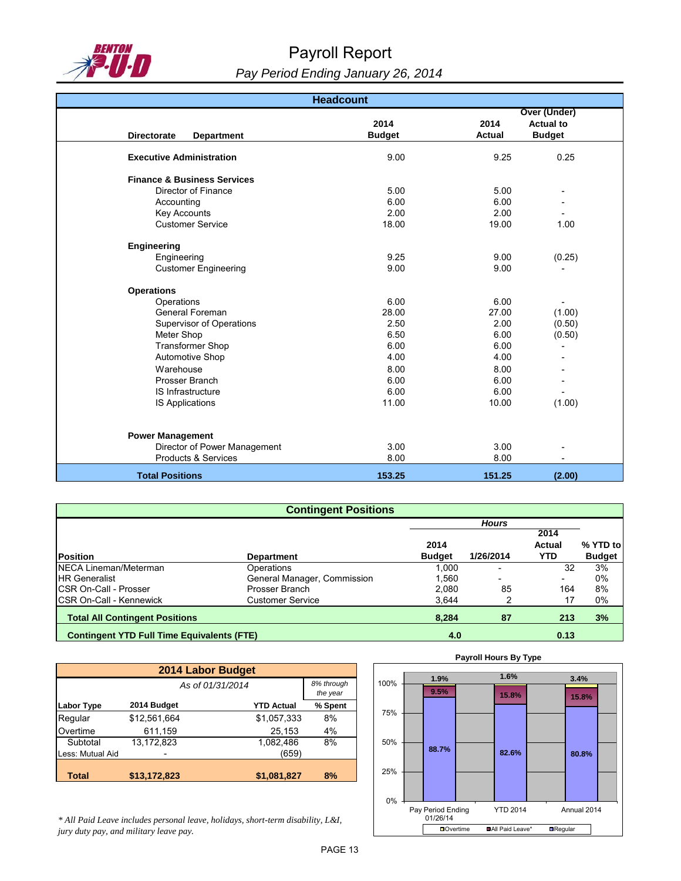# Payroll Report

*Pay Period Ending January 26, 2014*

## Headcount

| Directorate / Department | 2014 Budget | 2014 Actual | Over (Under) Actual to Budget |
|---|---|---|---|
| **Executive Administration** | 9.00 | 9.25 | 0.25 |
| **Finance & Business Services** | | | |
| Director of Finance | 5.00 | 5.00 | - |
| Accounting | 6.00 | 6.00 | - |
| Key Accounts | 2.00 | 2.00 | - |
| Customer Service | 18.00 | 19.00 | 1.00 |
| **Engineering** | | | |
| Engineering | 9.25 | 9.00 | (0.25) |
| Customer Engineering | 9.00 | 9.00 | - |
| **Operations** | | | |
| Operations | 6.00 | 6.00 | - |
| General Foreman | 28.00 | 27.00 | (1.00) |
| Supervisor of Operations | 2.50 | 2.00 | (0.50) |
| Meter Shop | 6.50 | 6.00 | (0.50) |
| Transformer Shop | 6.00 | 6.00 | - |
| Automotive Shop | 4.00 | 4.00 | - |
| Warehouse | 8.00 | 8.00 | - |
| Prosser Branch | 6.00 | 6.00 | - |
| IS Infrastructure | 6.00 | 6.00 | - |
| IS Applications | 11.00 | 10.00 | (1.00) |
| **Power Management** | | | |
| Director of Power Management | 3.00 | 3.00 | - |
| Products & Services | 8.00 | 8.00 | - |
| **Total Positions** | **153.25** | **151.25** | **(2.00)** |

## Contingent Positions

| Position | Department | Hours: 2014 Budget | Hours: 1/26/2014 | Hours: 2014 Actual YTD | % YTD to Budget |
|---|---|---|---|---|---|
| NECA Lineman/Meterman | Operations | 1,000 | - | 32 | 3% |
| HR Generalist | General Manager, Commission | 1,560 | - | - | 0% |
| CSR On-Call - Prosser | Prosser Branch | 2,080 | 85 | 164 | 8% |
| CSR On-Call - Kennewick | Customer Service | 3,644 | 2 | 17 | 0% |
| **Total All Contingent Positions** | | **8,284** | **87** | **213** | **3%** |
| **Contingent YTD Full Time Equivalents (FTE)** | | **4.0** | | **0.13** | |

## 2014 Labor Budget

As of 01/31/2014

| Labor Type | 2014 Budget | YTD Actual | % Spent (8% through the year) |
|---|---|---|---|
| Regular | $12,561,664 | $1,057,333 | 8% |
| Overtime | 611,159 | 25,153 | 4% |
| Subtotal | 13,172,823 | 1,082,486 | 8% |
| Less: Mutual Aid | - | (659) | |
| **Total** | **$13,172,823** | **$1,081,827** | **8%** |

**Payroll Hours By Type**

100%
75%
50%
25%
0%

Pay Period Ending 01/26/14: 1.9%, 9.5%, 88.7%
YTD 2014: 1.6%, 15.8%, 82.6%
Annual 2014: 3.4%, 15.8%, 80.8%

Overtime | All Paid Leave* | Regular

*\* All Paid Leave includes personal leave, holidays, short-term disability, L&I, jury duty pay, and military leave pay.*